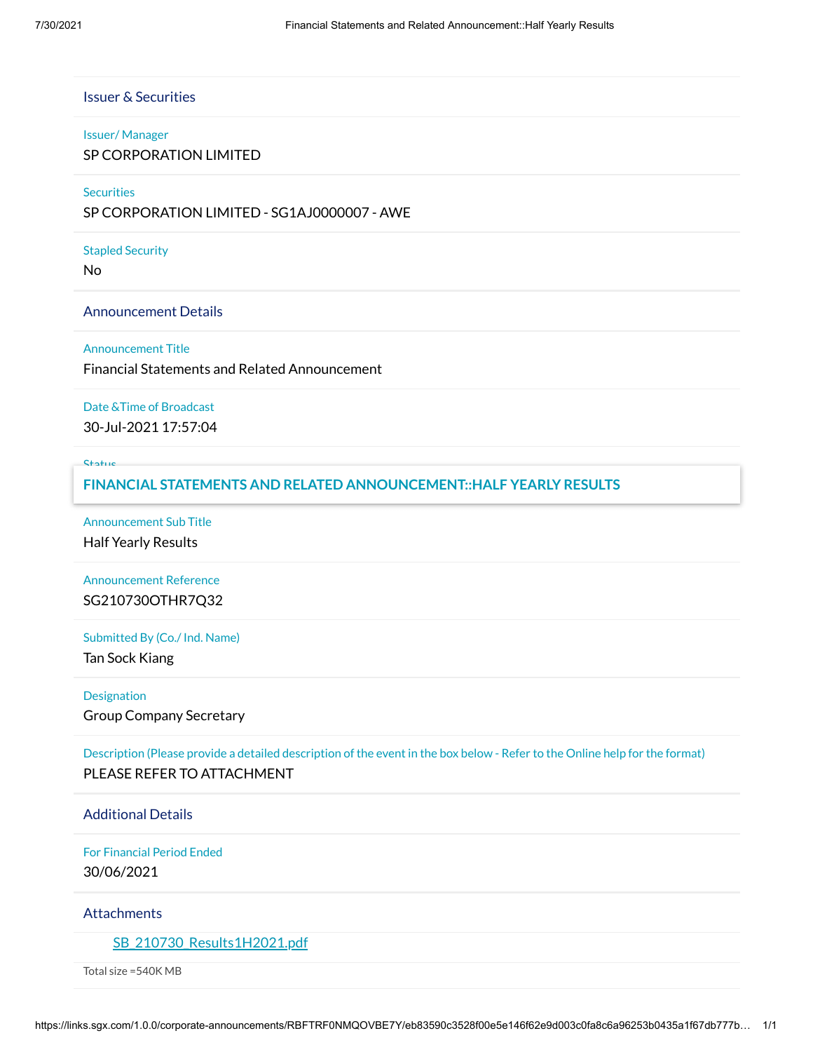## Issuer & Securities

Issuer/ Manager

SP CORPORATION LIMITED

Securities

SP CORPORATION LIMITED - SG1AJ0000007 - AWE

Stapled Security

No

## Announcement Details

Announcement Title

Financial Statements and Related Announcement

Date &Time of Broadcast

30-Jul-2021 17:57:04

Status

### FINANCIAL STATEMENTS AND RELATED ANNOUNCEMENT::HALF YEARLY RESULTS

Announcement Sub Title

Half Yearly Results

Announcement Reference

SG210730OTHR7Q32

Submitted By (Co./ Ind. Name)

Tan Sock Kiang

Designation

Group Company Secretary

Description (Please provide a detailed description of the event in the box below - Refer to the Online help for the format)

PLEASE REFER TO ATTACHMENT

## Additional Details

For Financial Period Ended

30/06/2021

## Attachments

SB_210730_Results1H2021.pdf

Total size =540K MB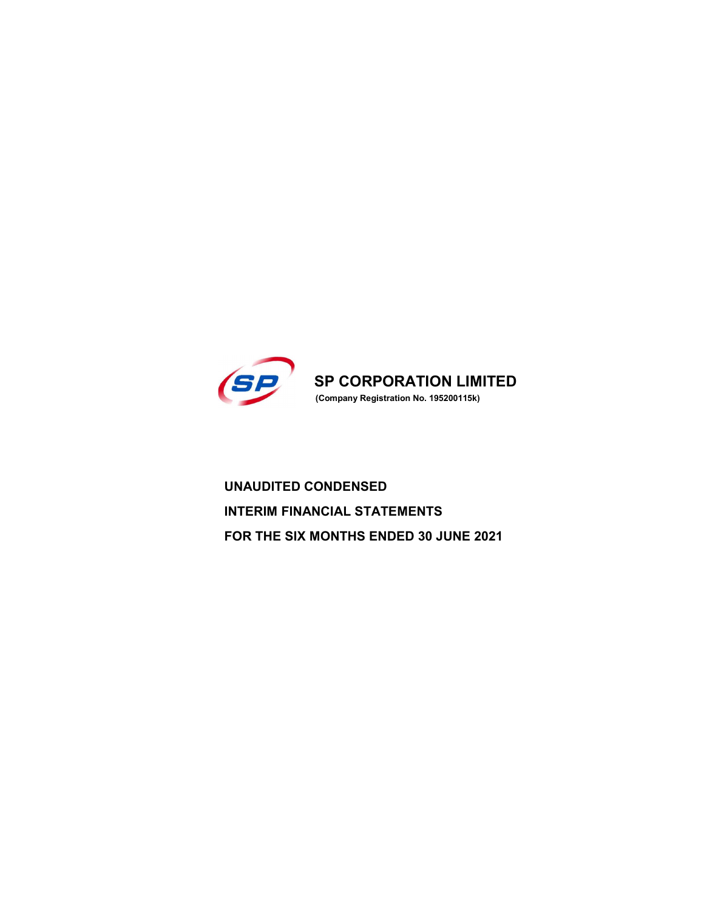# SP CORPORATION LIMITED

**(Company Registration No. 195200115k)**

## UNAUDITED CONDENSED

## INTERIM FINANCIAL STATEMENTS

## FOR THE SIX MONTHS ENDED 30 JUNE 2021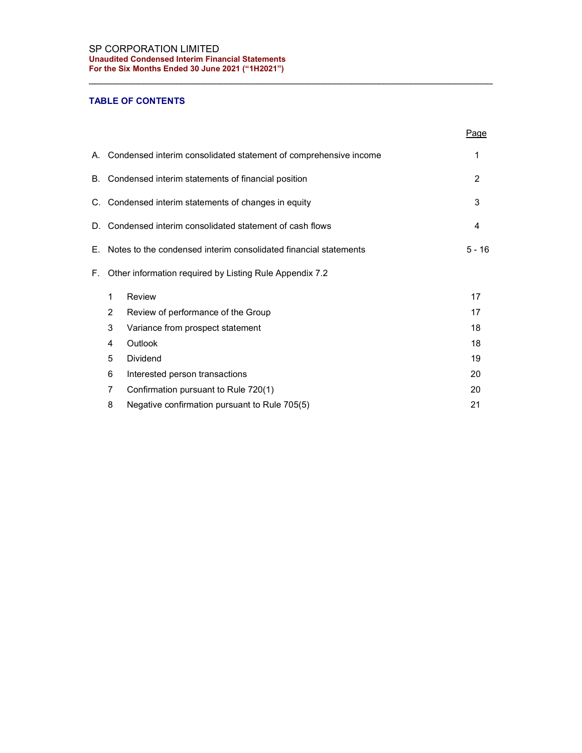SP CORPORATION LIMITED
**Unaudited Condensed Interim Financial Statements**
**For the Six Months Ended 30 June 2021 ("1H2021")**

## TABLE OF CONTENTS

| | | | Page |
|---|---|---|---|
| A. | Condensed interim consolidated statement of comprehensive income | | 1 |
| B. | Condensed interim statements of financial position | | 2 |
| C. | Condensed interim statements of changes in equity | | 3 |
| D. | Condensed interim consolidated statement of cash flows | | 4 |
| E. | Notes to the condensed interim consolidated financial statements | | 5 - 16 |
| F. | Other information required by Listing Rule Appendix 7.2 | | |
| | 1 | Review | 17 |
| | 2 | Review of performance of the Group | 17 |
| | 3 | Variance from prospect statement | 18 |
| | 4 | Outlook | 18 |
| | 5 | Dividend | 19 |
| | 6 | Interested person transactions | 20 |
| | 7 | Confirmation pursuant to Rule 720(1) | 20 |
| | 8 | Negative confirmation pursuant to Rule 705(5) | 21 |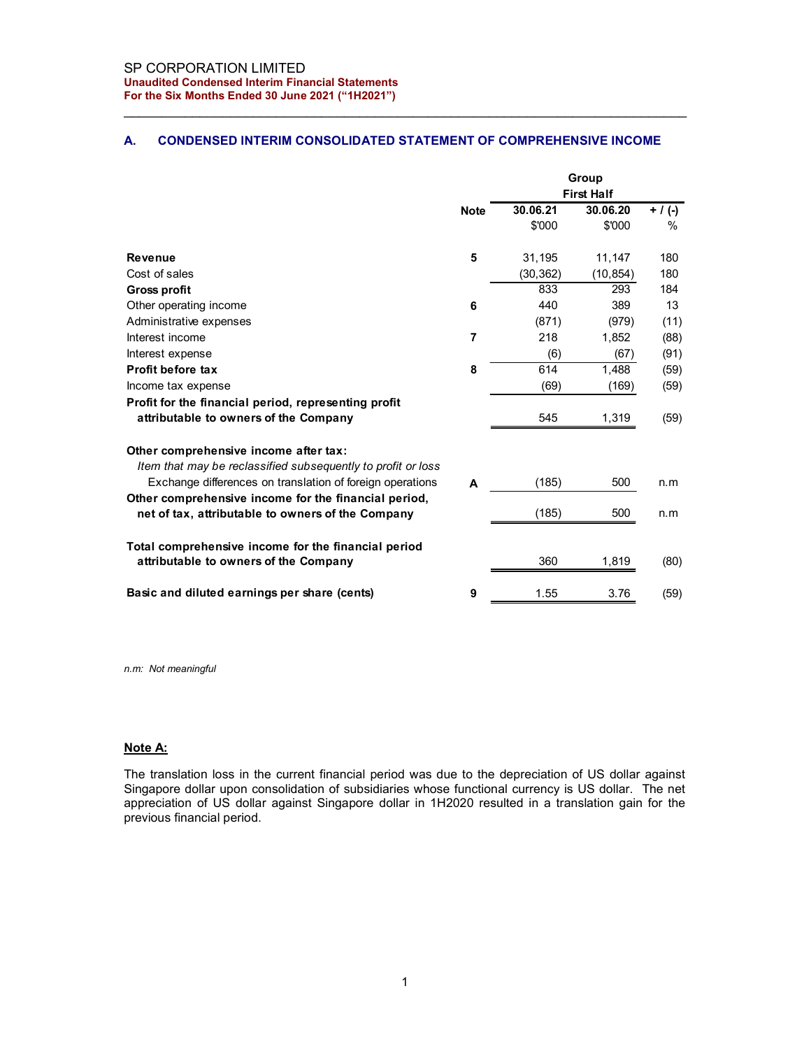SP CORPORATION LIMITED
**Unaudited Condensed Interim Financial Statements**
**For the Six Months Ended 30 June 2021 ("1H2021")**

## A. CONDENSED INTERIM CONSOLIDATED STATEMENT OF COMPREHENSIVE INCOME

| | Note | Group First Half 30.06.21 | Group First Half 30.06.20 | + / (-) |
|---|---|---|---|---|
| | | $'000 | $'000 | % |
| **Revenue** | 5 | 31,195 | 11,147 | 180 |
| Cost of sales | | (30,362) | (10,854) | 180 |
| **Gross profit** | | 833 | 293 | 184 |
| Other operating income | 6 | 440 | 389 | 13 |
| Administrative expenses | | (871) | (979) | (11) |
| Interest income | 7 | 218 | 1,852 | (88) |
| Interest expense | | (6) | (67) | (91) |
| **Profit before tax** | 8 | 614 | 1,488 | (59) |
| Income tax expense | | (69) | (169) | (59) |
| **Profit for the financial period, representing profit attributable to owners of the Company** | | 545 | 1,319 | (59) |
| **Other comprehensive income after tax:** | | | | |
| *Item that may be reclassified subsequently to profit or loss* | | | | |
| Exchange differences on translation of foreign operations | A | (185) | 500 | n.m |
| **Other comprehensive income for the financial period, net of tax, attributable to owners of the Company** | | (185) | 500 | n.m |
| **Total comprehensive income for the financial period attributable to owners of the Company** | | 360 | 1,819 | (80) |
| **Basic and diluted earnings per share (cents)** | 9 | 1.55 | 3.76 | (59) |

*n.m: Not meaningful*

**Note A:**

The translation loss in the current financial period was due to the depreciation of US dollar against Singapore dollar upon consolidation of subsidiaries whose functional currency is US dollar. The net appreciation of US dollar against Singapore dollar in 1H2020 resulted in a translation gain for the previous financial period.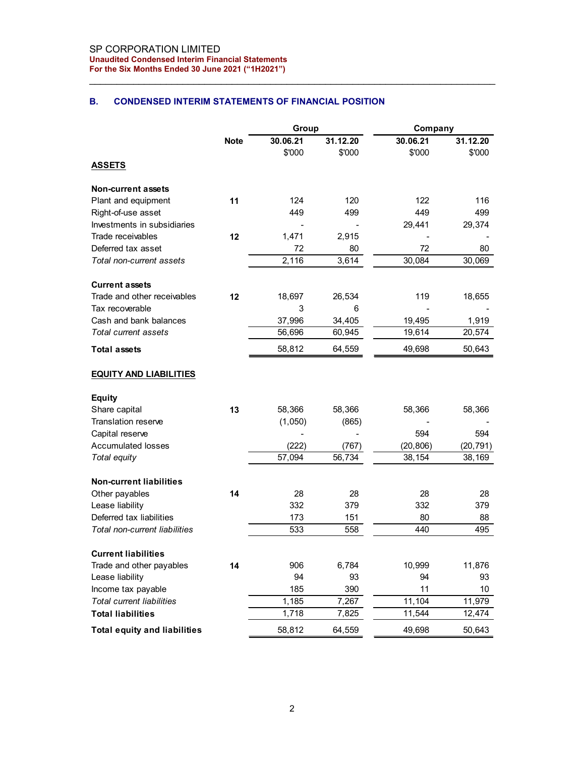SP CORPORATION LIMITED
**Unaudited Condensed Interim Financial Statements**
**For the Six Months Ended 30 June 2021 ("1H2021")**

## B. CONDENSED INTERIM STATEMENTS OF FINANCIAL POSITION

| | Note | Group | | Company | |
|---|---|---|---|---|---|
| | | **30.06.21** | **31.12.20** | **30.06.21** | **31.12.20** |
| | | $'000 | $'000 | $'000 | $'000 |
| **ASSETS** | | | | | |
| **Non-current assets** | | | | | |
| Plant and equipment | 11 | 124 | 120 | 122 | 116 |
| Right-of-use asset | | 449 | 499 | 449 | 499 |
| Investments in subsidiaries | | - | - | 29,441 | 29,374 |
| Trade receivables | 12 | 1,471 | 2,915 | - | - |
| Deferred tax asset | | 72 | 80 | 72 | 80 |
| *Total non-current assets* | | 2,116 | 3,614 | 30,084 | 30,069 |
| **Current assets** | | | | | |
| Trade and other receivables | 12 | 18,697 | 26,534 | 119 | 18,655 |
| Tax recoverable | | 3 | 6 | - | - |
| Cash and bank balances | | 37,996 | 34,405 | 19,495 | 1,919 |
| *Total current assets* | | 56,696 | 60,945 | 19,614 | 20,574 |
| **Total assets** | | 58,812 | 64,559 | 49,698 | 50,643 |
| **EQUITY AND LIABILITIES** | | | | | |
| **Equity** | | | | | |
| Share capital | 13 | 58,366 | 58,366 | 58,366 | 58,366 |
| Translation reserve | | (1,050) | (865) | - | - |
| Capital reserve | | - | - | 594 | 594 |
| Accumulated losses | | (222) | (767) | (20,806) | (20,791) |
| *Total equity* | | 57,094 | 56,734 | 38,154 | 38,169 |
| **Non-current liabilities** | | | | | |
| Other payables | 14 | 28 | 28 | 28 | 28 |
| Lease liability | | 332 | 379 | 332 | 379 |
| Deferred tax liabilities | | 173 | 151 | 80 | 88 |
| *Total non-current liabilities* | | 533 | 558 | 440 | 495 |
| **Current liabilities** | | | | | |
| Trade and other payables | 14 | 906 | 6,784 | 10,999 | 11,876 |
| Lease liability | | 94 | 93 | 94 | 93 |
| Income tax payable | | 185 | 390 | 11 | 10 |
| *Total current liabilities* | | 1,185 | 7,267 | 11,104 | 11,979 |
| **Total liabilities** | | 1,718 | 7,825 | 11,544 | 12,474 |
| **Total equity and liabilities** | | 58,812 | 64,559 | 49,698 | 50,643 |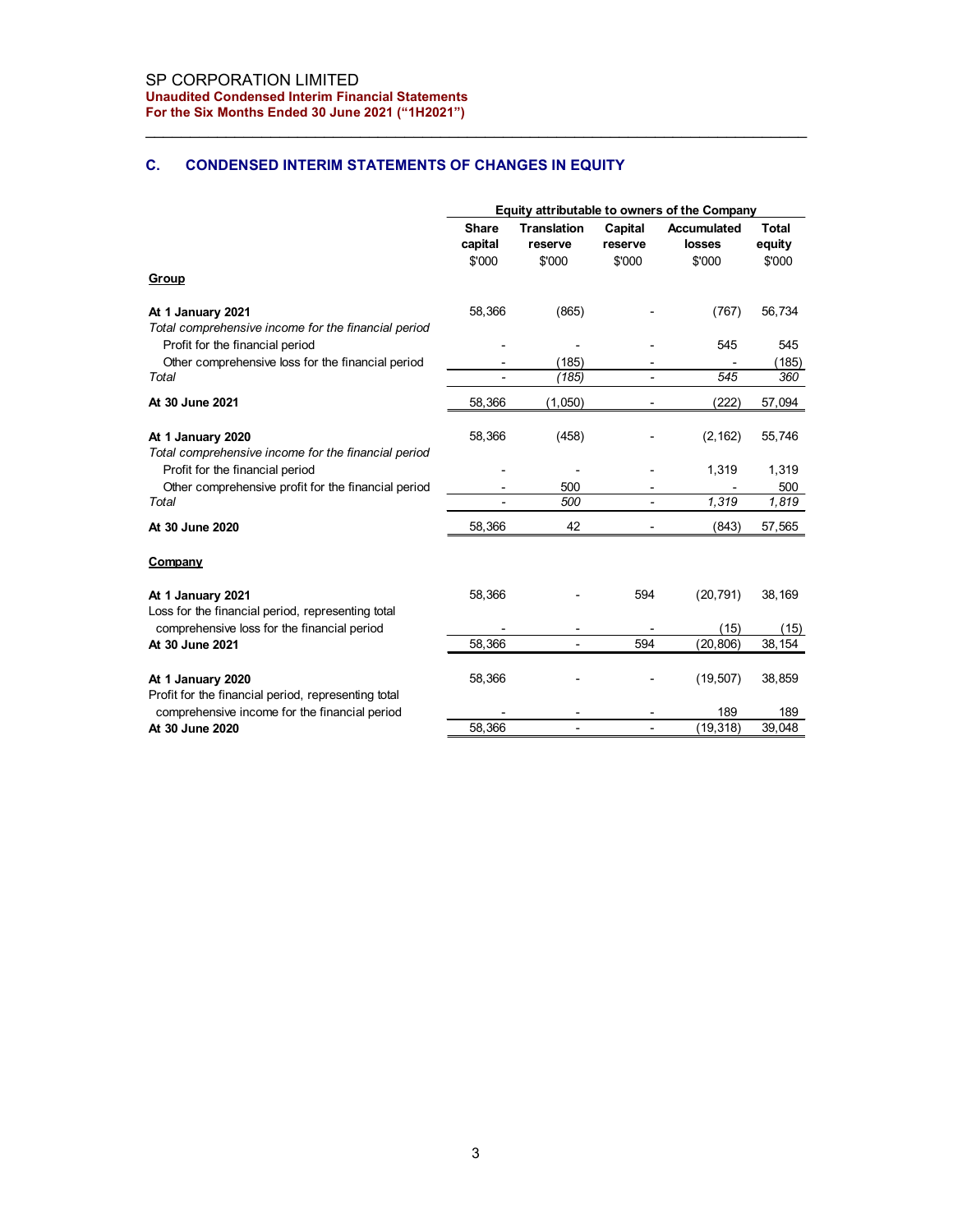## C. CONDENSED INTERIM STATEMENTS OF CHANGES IN EQUITY

| | Equity attributable to owners of the Company | | | | |
|---|---|---|---|---|---|
| | **Share capital** | **Translation reserve** | **Capital reserve** | **Accumulated losses** | **Total equity** |
| | $'000 | $'000 | $'000 | $'000 | $'000 |
| **Group** | | | | | |
| **At 1 January 2021** | 58,366 | (865) | - | (767) | 56,734 |
| *Total comprehensive income for the financial period* | | | | | |
| Profit for the financial period | - | - | - | 545 | 545 |
| Other comprehensive loss for the financial period | - | (185) | - | - | (185) |
| *Total* | - | *(185)* | - | *545* | *360* |
| **At 30 June 2021** | 58,366 | (1,050) | - | (222) | 57,094 |
| **At 1 January 2020** | 58,366 | (458) | - | (2,162) | 55,746 |
| *Total comprehensive income for the financial period* | | | | | |
| Profit for the financial period | - | - | - | 1,319 | 1,319 |
| Other comprehensive profit for the financial period | - | 500 | - | - | 500 |
| *Total* | - | *500* | - | *1,319* | *1,819* |
| **At 30 June 2020** | 58,366 | 42 | - | (843) | 57,565 |
| **Company** | | | | | |
| **At 1 January 2021** | 58,366 | - | 594 | (20,791) | 38,169 |
| Loss for the financial period, representing total comprehensive loss for the financial period | - | - | - | (15) | (15) |
| **At 30 June 2021** | 58,366 | - | 594 | (20,806) | 38,154 |
| **At 1 January 2020** | 58,366 | - | - | (19,507) | 38,859 |
| Profit for the financial period, representing total comprehensive income for the financial period | - | - | - | 189 | 189 |
| **At 30 June 2020** | 58,366 | - | - | (19,318) | 39,048 |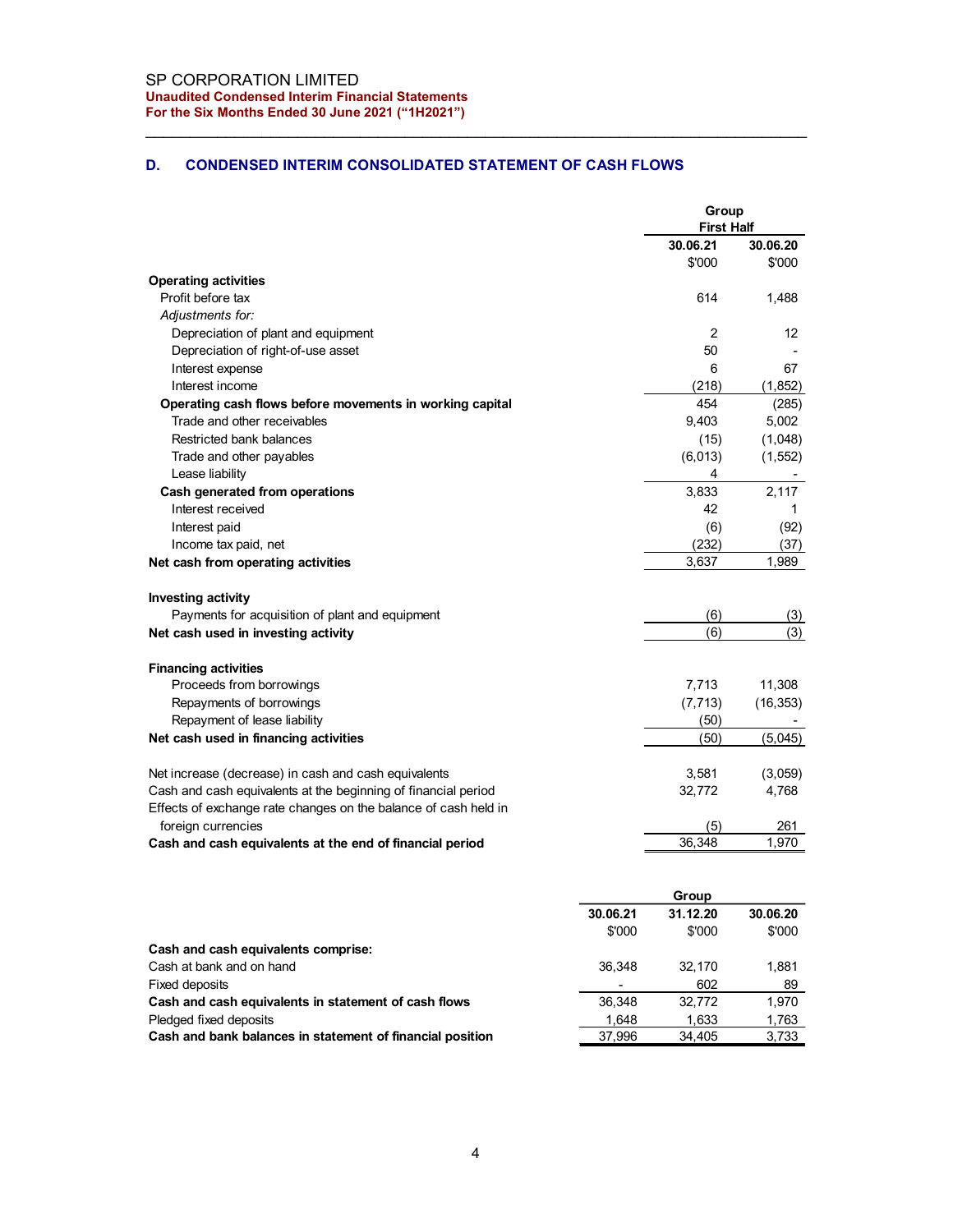SP CORPORATION LIMITED
**Unaudited Condensed Interim Financial Statements**
**For the Six Months Ended 30 June 2021 ("1H2021")**

## D. CONDENSED INTERIM CONSOLIDATED STATEMENT OF CASH FLOWS

| | Group First Half | |
|---|---|---|
| | **30.06.21** | **30.06.20** |
| | $'000 | $'000 |
| **Operating activities** | | |
| Profit before tax | 614 | 1,488 |
| *Adjustments for:* | | |
| Depreciation of plant and equipment | 2 | 12 |
| Depreciation of right-of-use asset | 50 | - |
| Interest expense | 6 | 67 |
| Interest income | (218) | (1,852) |
| **Operating cash flows before movements in working capital** | 454 | (285) |
| Trade and other receivables | 9,403 | 5,002 |
| Restricted bank balances | (15) | (1,048) |
| Trade and other payables | (6,013) | (1,552) |
| Lease liability | 4 | - |
| **Cash generated from operations** | 3,833 | 2,117 |
| Interest received | 42 | 1 |
| Interest paid | (6) | (92) |
| Income tax paid, net | (232) | (37) |
| **Net cash from operating activities** | 3,637 | 1,989 |
| | | |
| **Investing activity** | | |
| Payments for acquisition of plant and equipment | (6) | (3) |
| **Net cash used in investing activity** | (6) | (3) |
| | | |
| **Financing activities** | | |
| Proceeds from borrowings | 7,713 | 11,308 |
| Repayments of borrowings | (7,713) | (16,353) |
| Repayment of lease liability | (50) | - |
| **Net cash used in financing activities** | (50) | (5,045) |
| | | |
| Net increase (decrease) in cash and cash equivalents | 3,581 | (3,059) |
| Cash and cash equivalents at the beginning of financial period | 32,772 | 4,768 |
| Effects of exchange rate changes on the balance of cash held in foreign currencies | (5) | 261 |
| **Cash and cash equivalents at the end of financial period** | 36,348 | 1,970 |

| | Group | | |
|---|---|---|---|
| | **30.06.21** | **31.12.20** | **30.06.20** |
| | $'000 | $'000 | $'000 |
| **Cash and cash equivalents comprise:** | | | |
| Cash at bank and on hand | 36,348 | 32,170 | 1,881 |
| Fixed deposits | - | 602 | 89 |
| **Cash and cash equivalents in statement of cash flows** | 36,348 | 32,772 | 1,970 |
| Pledged fixed deposits | 1,648 | 1,633 | 1,763 |
| **Cash and bank balances in statement of financial position** | 37,996 | 34,405 | 3,733 |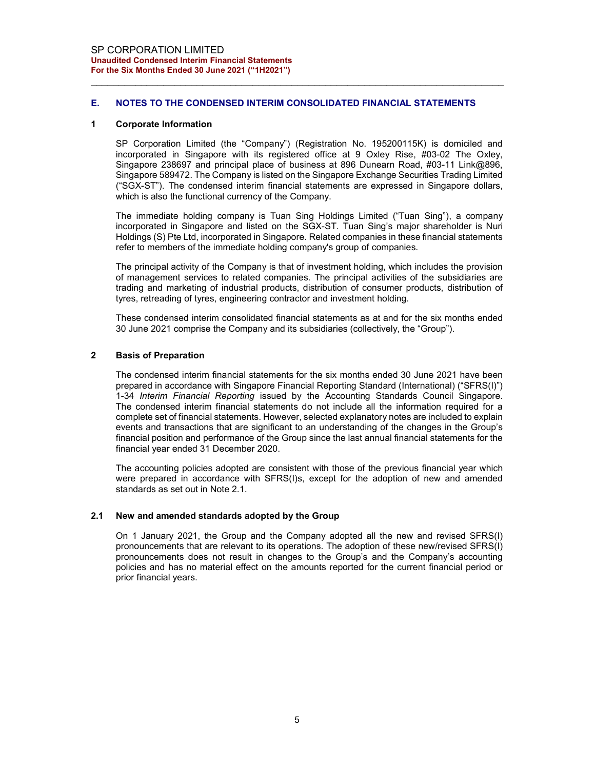## E. NOTES TO THE CONDENSED INTERIM CONSOLIDATED FINANCIAL STATEMENTS

### 1 Corporate Information

SP Corporation Limited (the "Company") (Registration No. 195200115K) is domiciled and incorporated in Singapore with its registered office at 9 Oxley Rise, #03-02 The Oxley, Singapore 238697 and principal place of business at 896 Dunearn Road, #03-11 Link@896, Singapore 589472. The Company is listed on the Singapore Exchange Securities Trading Limited ("SGX-ST"). The condensed interim financial statements are expressed in Singapore dollars, which is also the functional currency of the Company.

The immediate holding company is Tuan Sing Holdings Limited ("Tuan Sing"), a company incorporated in Singapore and listed on the SGX-ST. Tuan Sing's major shareholder is Nuri Holdings (S) Pte Ltd, incorporated in Singapore. Related companies in these financial statements refer to members of the immediate holding company's group of companies.

The principal activity of the Company is that of investment holding, which includes the provision of management services to related companies. The principal activities of the subsidiaries are trading and marketing of industrial products, distribution of consumer products, distribution of tyres, retreading of tyres, engineering contractor and investment holding.

These condensed interim consolidated financial statements as at and for the six months ended 30 June 2021 comprise the Company and its subsidiaries (collectively, the "Group").

### 2 Basis of Preparation

The condensed interim financial statements for the six months ended 30 June 2021 have been prepared in accordance with Singapore Financial Reporting Standard (International) ("SFRS(I)") 1-34 *Interim Financial Reporting* issued by the Accounting Standards Council Singapore. The condensed interim financial statements do not include all the information required for a complete set of financial statements. However, selected explanatory notes are included to explain events and transactions that are significant to an understanding of the changes in the Group's financial position and performance of the Group since the last annual financial statements for the financial year ended 31 December 2020.

The accounting policies adopted are consistent with those of the previous financial year which were prepared in accordance with SFRS(I)s, except for the adoption of new and amended standards as set out in Note 2.1.

### 2.1 New and amended standards adopted by the Group

On 1 January 2021, the Group and the Company adopted all the new and revised SFRS(I) pronouncements that are relevant to its operations. The adoption of these new/revised SFRS(I) pronouncements does not result in changes to the Group's and the Company's accounting policies and has no material effect on the amounts reported for the current financial period or prior financial years.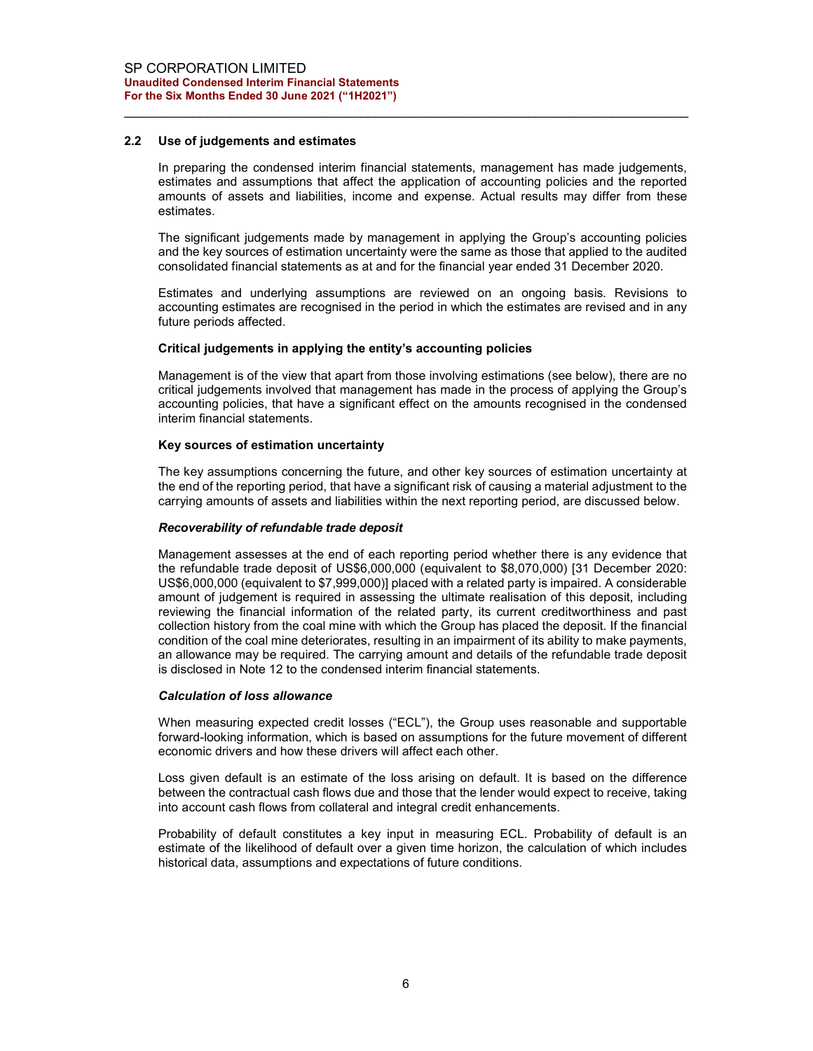### 2.2 Use of judgements and estimates

In preparing the condensed interim financial statements, management has made judgements, estimates and assumptions that affect the application of accounting policies and the reported amounts of assets and liabilities, income and expense. Actual results may differ from these estimates.

The significant judgements made by management in applying the Group's accounting policies and the key sources of estimation uncertainty were the same as those that applied to the audited consolidated financial statements as at and for the financial year ended 31 December 2020.

Estimates and underlying assumptions are reviewed on an ongoing basis. Revisions to accounting estimates are recognised in the period in which the estimates are revised and in any future periods affected.

**Critical judgements in applying the entity's accounting policies**

Management is of the view that apart from those involving estimations (see below), there are no critical judgements involved that management has made in the process of applying the Group's accounting policies, that have a significant effect on the amounts recognised in the condensed interim financial statements.

**Key sources of estimation uncertainty**

The key assumptions concerning the future, and other key sources of estimation uncertainty at the end of the reporting period, that have a significant risk of causing a material adjustment to the carrying amounts of assets and liabilities within the next reporting period, are discussed below.

***Recoverability of refundable trade deposit***

Management assesses at the end of each reporting period whether there is any evidence that the refundable trade deposit of US$6,000,000 (equivalent to $8,070,000) [31 December 2020: US$6,000,000 (equivalent to $7,999,000)] placed with a related party is impaired. A considerable amount of judgement is required in assessing the ultimate realisation of this deposit, including reviewing the financial information of the related party, its current creditworthiness and past collection history from the coal mine with which the Group has placed the deposit. If the financial condition of the coal mine deteriorates, resulting in an impairment of its ability to make payments, an allowance may be required. The carrying amount and details of the refundable trade deposit is disclosed in Note 12 to the condensed interim financial statements.

***Calculation of loss allowance***

When measuring expected credit losses ("ECL"), the Group uses reasonable and supportable forward-looking information, which is based on assumptions for the future movement of different economic drivers and how these drivers will affect each other.

Loss given default is an estimate of the loss arising on default. It is based on the difference between the contractual cash flows due and those that the lender would expect to receive, taking into account cash flows from collateral and integral credit enhancements.

Probability of default constitutes a key input in measuring ECL. Probability of default is an estimate of the likelihood of default over a given time horizon, the calculation of which includes historical data, assumptions and expectations of future conditions.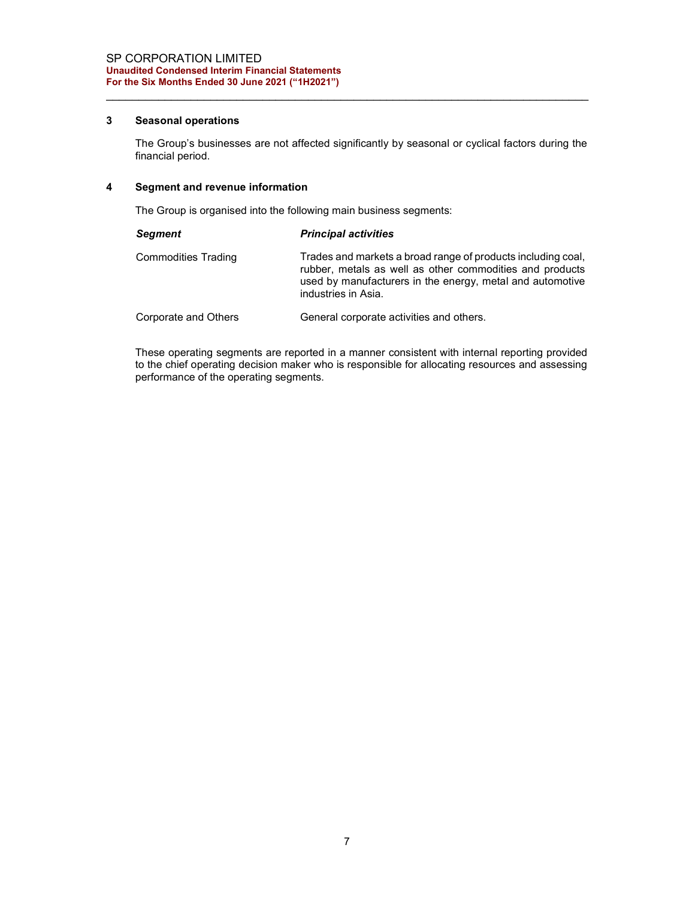## 3 Seasonal operations

The Group's businesses are not affected significantly by seasonal or cyclical factors during the financial period.

## 4 Segment and revenue information

The Group is organised into the following main business segments:

| *Segment* | *Principal activities* |
|---|---|
| Commodities Trading | Trades and markets a broad range of products including coal, rubber, metals as well as other commodities and products used by manufacturers in the energy, metal and automotive industries in Asia. |
| Corporate and Others | General corporate activities and others. |

These operating segments are reported in a manner consistent with internal reporting provided to the chief operating decision maker who is responsible for allocating resources and assessing performance of the operating segments.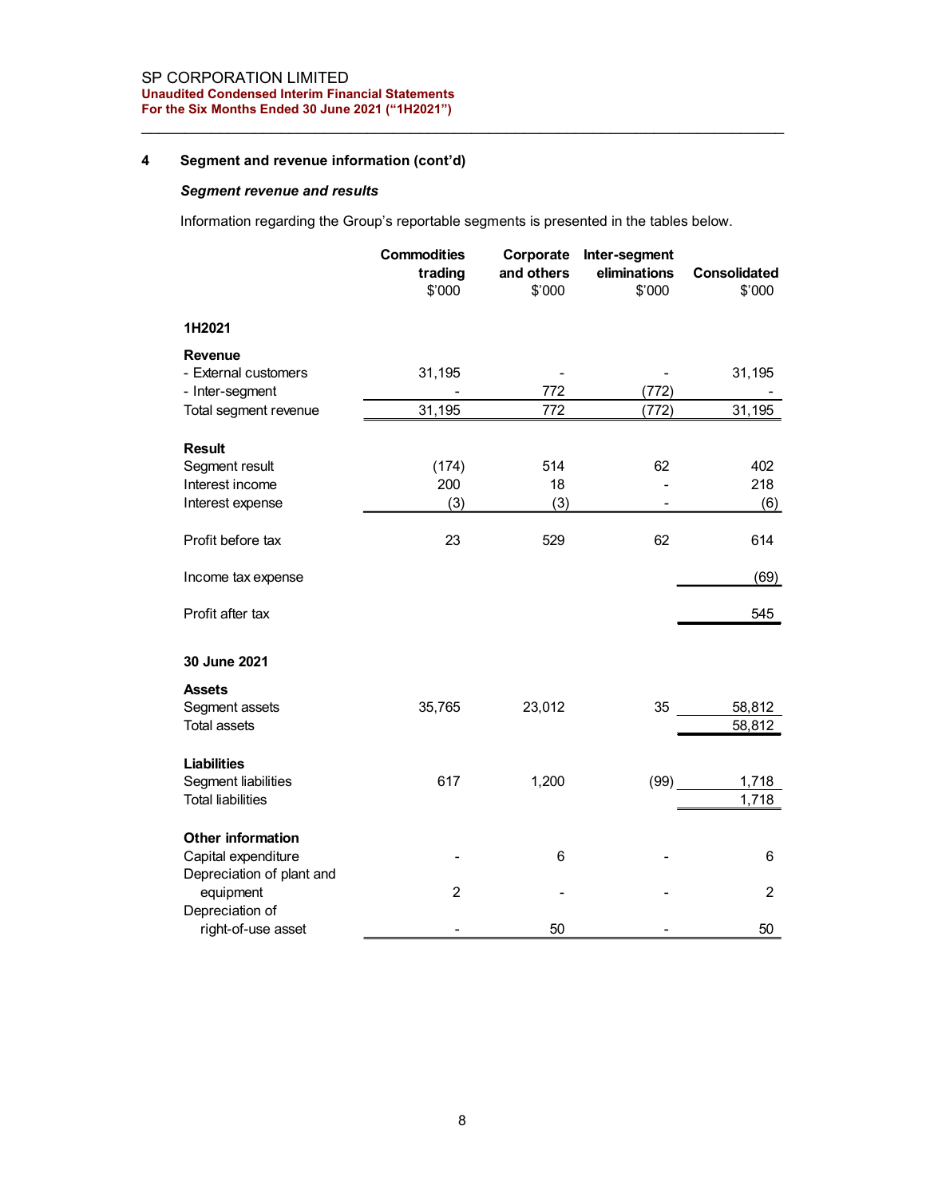## 4 Segment and revenue information (cont'd)

### *Segment revenue and results*

Information regarding the Group's reportable segments is presented in the tables below.

| | Commodities trading $'000 | Corporate and others $'000 | Inter-segment eliminations $'000 | Consolidated $'000 |
|---|---|---|---|---|
| **1H2021** | | | | |
| **Revenue** | | | | |
| - External customers | 31,195 | - | - | 31,195 |
| - Inter-segment | - | 772 | (772) | - |
| Total segment revenue | 31,195 | 772 | (772) | 31,195 |
| **Result** | | | | |
| Segment result | (174) | 514 | 62 | 402 |
| Interest income | 200 | 18 | - | 218 |
| Interest expense | (3) | (3) | - | (6) |
| Profit before tax | 23 | 529 | 62 | 614 |
| Income tax expense | | | | (69) |
| Profit after tax | | | | 545 |
| **30 June 2021** | | | | |
| **Assets** | | | | |
| Segment assets | 35,765 | 23,012 | 35 | 58,812 |
| Total assets | | | | 58,812 |
| **Liabilities** | | | | |
| Segment liabilities | 617 | 1,200 | (99) | 1,718 |
| Total liabilities | | | | 1,718 |
| **Other information** | | | | |
| Capital expenditure | - | 6 | - | 6 |
| Depreciation of plant and equipment | 2 | - | - | 2 |
| Depreciation of right-of-use asset | - | 50 | - | 50 |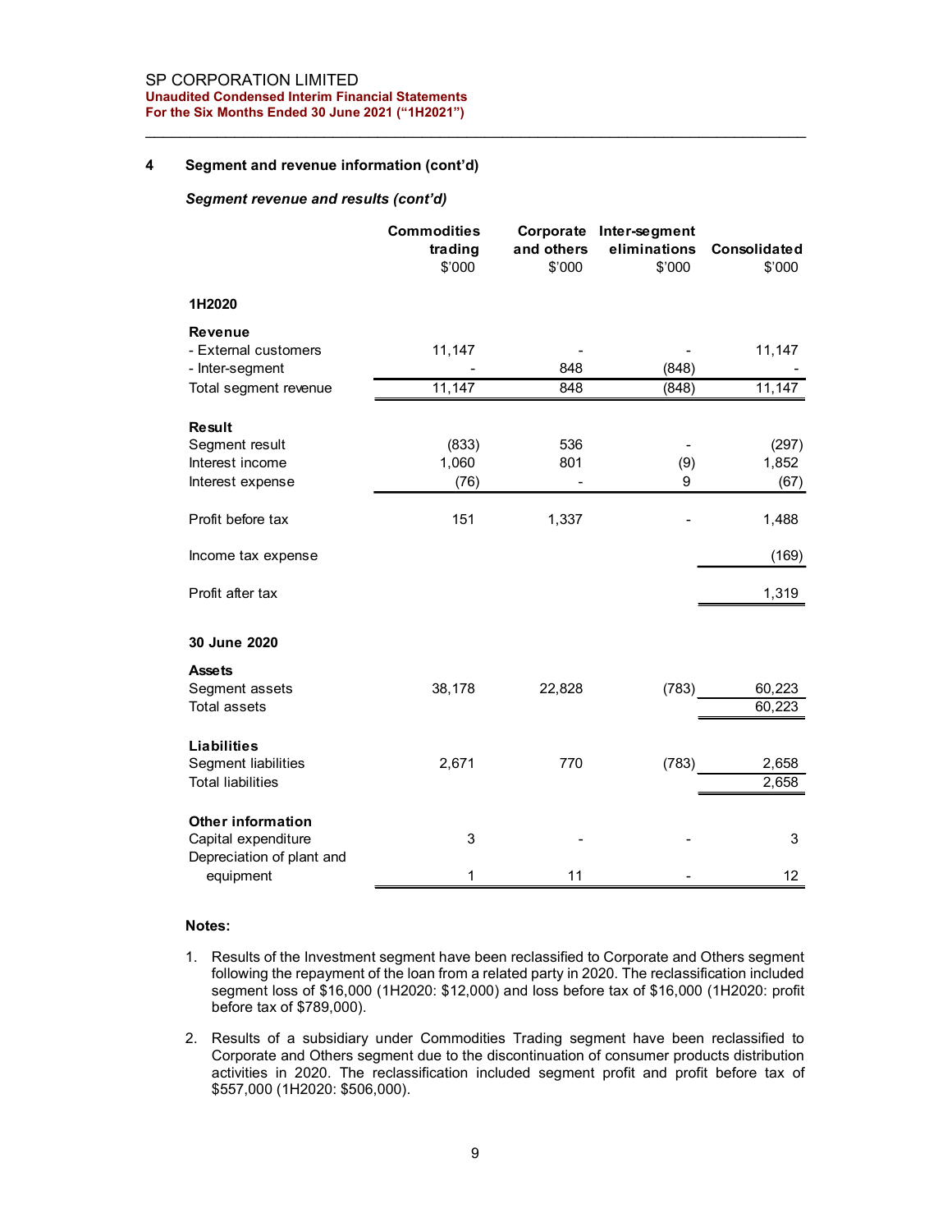## 4 Segment and revenue information (cont'd)

### *Segment revenue and results (cont'd)*

| | Commodities trading $'000 | Corporate and others $'000 | Inter-segment eliminations $'000 | Consolidated $'000 |
|---|---|---|---|---|
| **1H2020** | | | | |
| **Revenue** | | | | |
| - External customers | 11,147 | - | - | 11,147 |
| - Inter-segment | - | 848 | (848) | - |
| Total segment revenue | 11,147 | 848 | (848) | 11,147 |
| **Result** | | | | |
| Segment result | (833) | 536 | - | (297) |
| Interest income | 1,060 | 801 | (9) | 1,852 |
| Interest expense | (76) | - | 9 | (67) |
| Profit before tax | 151 | 1,337 | - | 1,488 |
| Income tax expense | | | | (169) |
| Profit after tax | | | | 1,319 |
| **30 June 2020** | | | | |
| **Assets** | | | | |
| Segment assets | 38,178 | 22,828 | (783) | 60,223 |
| Total assets | | | | 60,223 |
| **Liabilities** | | | | |
| Segment liabilities | 2,671 | 770 | (783) | 2,658 |
| Total liabilities | | | | 2,658 |
| **Other information** | | | | |
| Capital expenditure | 3 | - | - | 3 |
| Depreciation of plant and equipment | 1 | 11 | - | 12 |

**Notes:**

1. Results of the Investment segment have been reclassified to Corporate and Others segment following the repayment of the loan from a related party in 2020. The reclassification included segment loss of $16,000 (1H2020: $12,000) and loss before tax of $16,000 (1H2020: profit before tax of $789,000).

2. Results of a subsidiary under Commodities Trading segment have been reclassified to Corporate and Others segment due to the discontinuation of consumer products distribution activities in 2020. The reclassification included segment profit and profit before tax of $557,000 (1H2020: $506,000).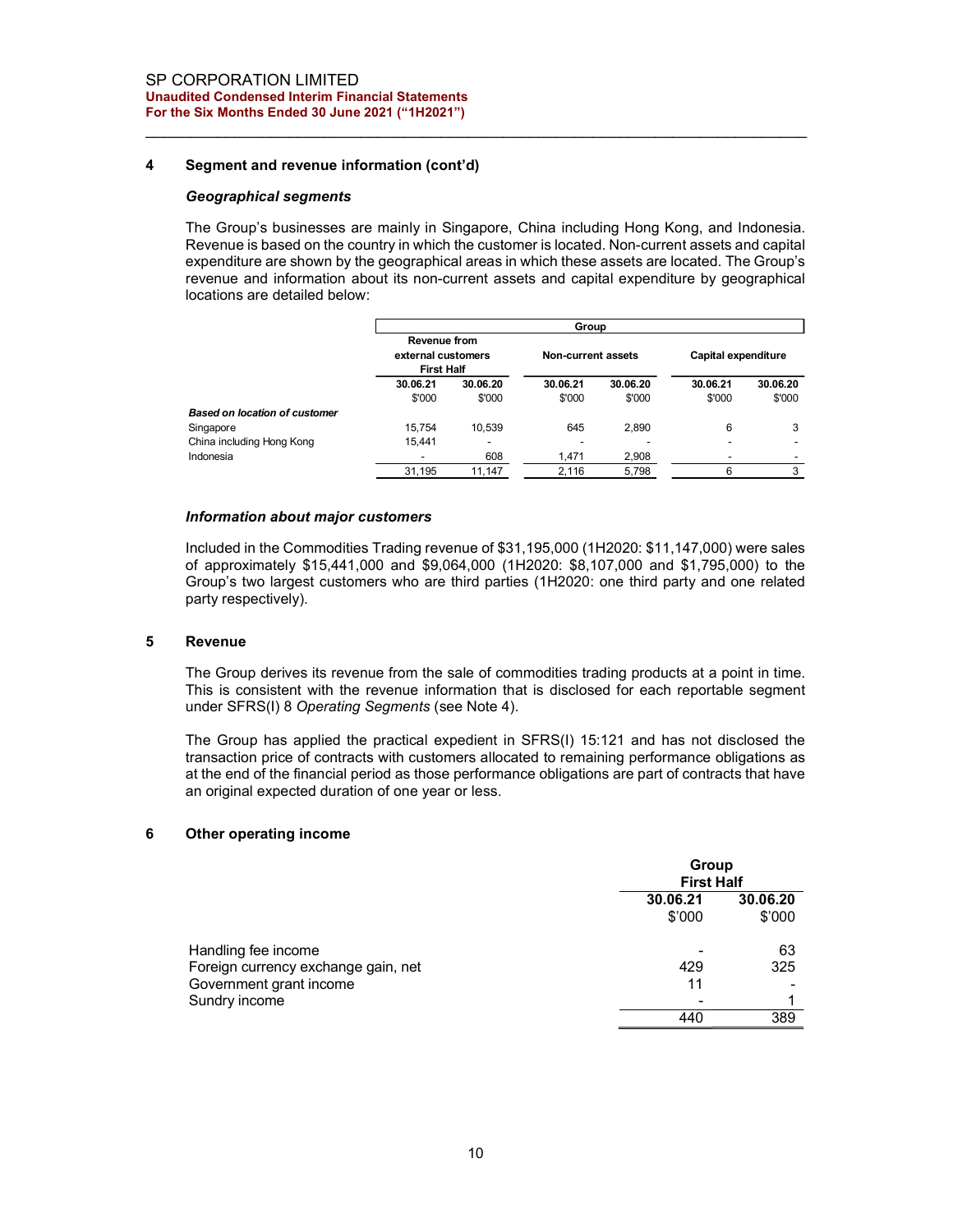## 4 Segment and revenue information (cont'd)

### *Geographical segments*

The Group's businesses are mainly in Singapore, China including Hong Kong, and Indonesia. Revenue is based on the country in which the customer is located. Non-current assets and capital expenditure are shown by the geographical areas in which these assets are located. The Group's revenue and information about its non-current assets and capital expenditure by geographical locations are detailed below:

| | Group | | | | | |
|---|---|---|---|---|---|---|
| | Revenue from external customers First Half | | Non-current assets | | Capital expenditure | |
| | 30.06.21 | 30.06.20 | 30.06.21 | 30.06.20 | 30.06.21 | 30.06.20 |
| | $'000 | $'000 | $'000 | $'000 | $'000 | $'000 |
| ***Based on location of customer*** | | | | | | |
| Singapore | 15,754 | 10,539 | 645 | 2,890 | 6 | 3 |
| China including Hong Kong | 15,441 | - | - | - | - | - |
| Indonesia | - | 608 | 1,471 | 2,908 | - | - |
| | 31,195 | 11,147 | 2,116 | 5,798 | 6 | 3 |

### *Information about major customers*

Included in the Commodities Trading revenue of $31,195,000 (1H2020: $11,147,000) were sales of approximately $15,441,000 and $9,064,000 (1H2020: $8,107,000 and $1,795,000) to the Group's two largest customers who are third parties (1H2020: one third party and one related party respectively).

## 5 Revenue

The Group derives its revenue from the sale of commodities trading products at a point in time. This is consistent with the revenue information that is disclosed for each reportable segment under SFRS(I) 8 *Operating Segments* (see Note 4).

The Group has applied the practical expedient in SFRS(I) 15:121 and has not disclosed the transaction price of contracts with customers allocated to remaining performance obligations as at the end of the financial period as those performance obligations are part of contracts that have an original expected duration of one year or less.

## 6 Other operating income

| | Group First Half | |
|---|---|---|
| | 30.06.21 | 30.06.20 |
| | $'000 | $'000 |
| Handling fee income | - | 63 |
| Foreign currency exchange gain, net | 429 | 325 |
| Government grant income | 11 | - |
| Sundry income | - | 1 |
| | 440 | 389 |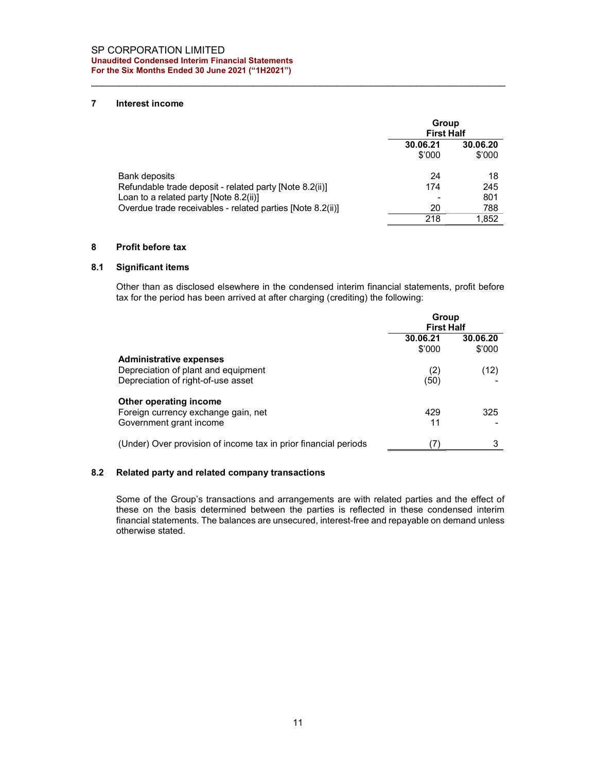## 7 Interest income

| | Group First Half | |
|---|---|---|
| | 30.06.21 | 30.06.20 |
| | $'000 | $'000 |
| Bank deposits | 24 | 18 |
| Refundable trade deposit - related party [Note 8.2(ii)] | 174 | 245 |
| Loan to a related party [Note 8.2(ii)] | - | 801 |
| Overdue trade receivables - related parties [Note 8.2(ii)] | 20 | 788 |
| | 218 | 1,852 |

## 8 Profit before tax

### 8.1 Significant items

Other than as disclosed elsewhere in the condensed interim financial statements, profit before tax for the period has been arrived at after charging (crediting) the following:

| | Group First Half | |
|---|---|---|
| | 30.06.21 | 30.06.20 |
| | $'000 | $'000 |
| **Administrative expenses** | | |
| Depreciation of plant and equipment | (2) | (12) |
| Depreciation of right-of-use asset | (50) | - |
| **Other operating income** | | |
| Foreign currency exchange gain, net | 429 | 325 |
| Government grant income | 11 | - |
| (Under) Over provision of income tax in prior financial periods | (7) | 3 |

### 8.2 Related party and related company transactions

Some of the Group's transactions and arrangements are with related parties and the effect of these on the basis determined between the parties is reflected in these condensed interim financial statements. The balances are unsecured, interest-free and repayable on demand unless otherwise stated.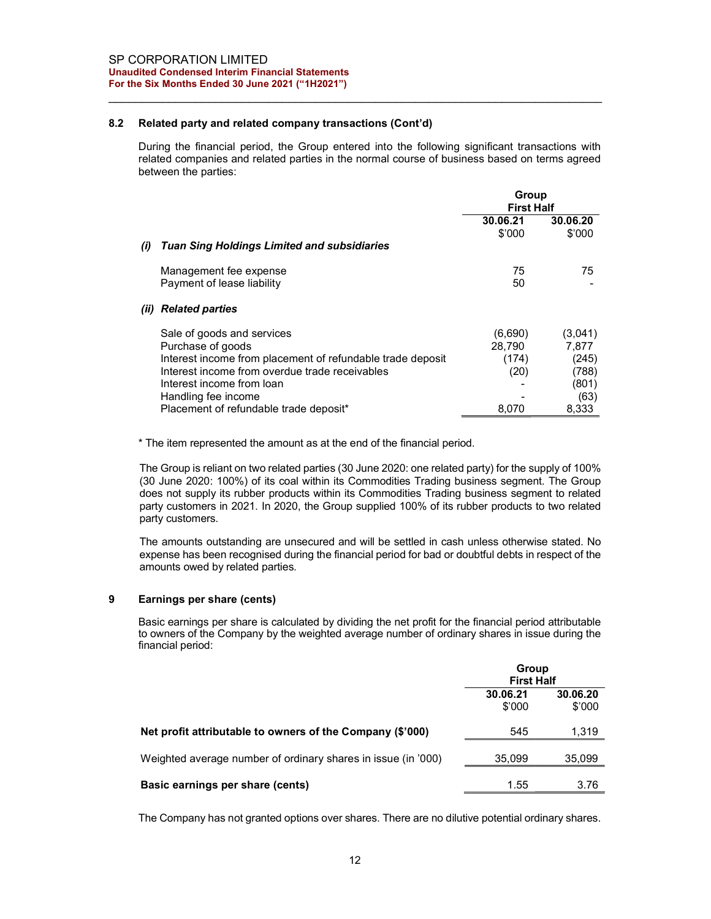### 8.2 Related party and related company transactions (Cont'd)

During the financial period, the Group entered into the following significant transactions with related companies and related parties in the normal course of business based on terms agreed between the parties:

| | Group First Half | |
|---|---|---|
| | **30.06.21** | **30.06.20** |
| | $'000 | $'000 |
| ***(i) Tuan Sing Holdings Limited and subsidiaries*** | | |
| Management fee expense | 75 | 75 |
| Payment of lease liability | 50 | - |
| ***(ii) Related parties*** | | |
| Sale of goods and services | (6,690) | (3,041) |
| Purchase of goods | 28,790 | 7,877 |
| Interest income from placement of refundable trade deposit | (174) | (245) |
| Interest income from overdue trade receivables | (20) | (788) |
| Interest income from loan | - | (801) |
| Handling fee income | - | (63) |
| Placement of refundable trade deposit* | 8,070 | 8,333 |

\* The item represented the amount as at the end of the financial period.

The Group is reliant on two related parties (30 June 2020: one related party) for the supply of 100% (30 June 2020: 100%) of its coal within its Commodities Trading business segment. The Group does not supply its rubber products within its Commodities Trading business segment to related party customers in 2021. In 2020, the Group supplied 100% of its rubber products to two related party customers.

The amounts outstanding are unsecured and will be settled in cash unless otherwise stated. No expense has been recognised during the financial period for bad or doubtful debts in respect of the amounts owed by related parties.

## 9 Earnings per share (cents)

Basic earnings per share is calculated by dividing the net profit for the financial period attributable to owners of the Company by the weighted average number of ordinary shares in issue during the financial period:

| | Group First Half | |
|---|---|---|
| | **30.06.21** | **30.06.20** |
| | $'000 | $'000 |
| **Net profit attributable to owners of the Company ($'000)** | 545 | 1,319 |
| Weighted average number of ordinary shares in issue (in '000) | 35,099 | 35,099 |
| **Basic earnings per share (cents)** | 1.55 | 3.76 |

The Company has not granted options over shares. There are no dilutive potential ordinary shares.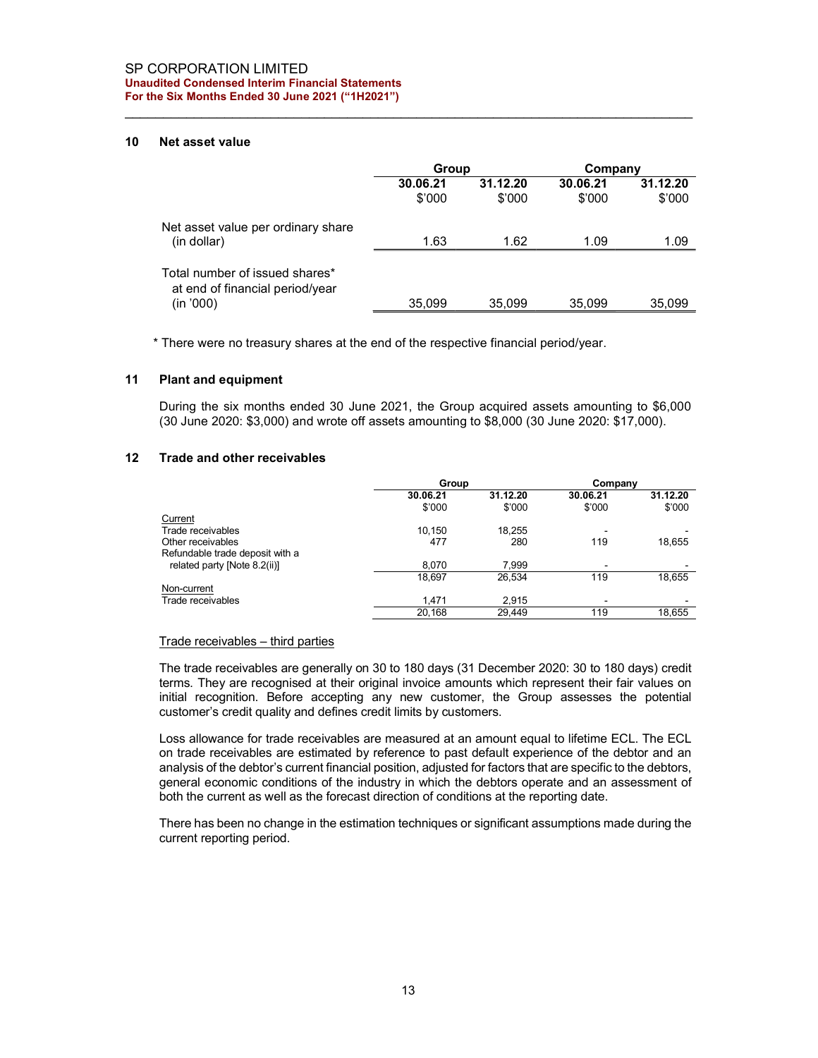## 10 Net asset value

| | Group | | Company | |
|---|---|---|---|---|
| | 30.06.21 | 31.12.20 | 30.06.21 | 31.12.20 |
| | $'000 | $'000 | $'000 | $'000 |
| Net asset value per ordinary share (in dollar) | 1.63 | 1.62 | 1.09 | 1.09 |
| Total number of issued shares* at end of financial period/year (in '000) | 35,099 | 35,099 | 35,099 | 35,099 |

\* There were no treasury shares at the end of the respective financial period/year.

## 11 Plant and equipment

During the six months ended 30 June 2021, the Group acquired assets amounting to $6,000 (30 June 2020: $3,000) and wrote off assets amounting to $8,000 (30 June 2020: $17,000).

## 12 Trade and other receivables

| | Group | | Company | |
|---|---|---|---|---|
| | 30.06.21 | 31.12.20 | 30.06.21 | 31.12.20 |
| | $'000 | $'000 | $'000 | $'000 |
| Current | | | | |
| Trade receivables | 10,150 | 18,255 | - | - |
| Other receivables | 477 | 280 | 119 | 18,655 |
| Refundable trade deposit with a related party [Note 8.2(ii)] | 8,070 | 7,999 | - | - |
| | 18,697 | 26,534 | 119 | 18,655 |
| Non-current | | | | |
| Trade receivables | 1,471 | 2,915 | - | - |
| | 20,168 | 29,449 | 119 | 18,655 |

Trade receivables – third parties

The trade receivables are generally on 30 to 180 days (31 December 2020: 30 to 180 days) credit terms. They are recognised at their original invoice amounts which represent their fair values on initial recognition. Before accepting any new customer, the Group assesses the potential customer's credit quality and defines credit limits by customers.

Loss allowance for trade receivables are measured at an amount equal to lifetime ECL. The ECL on trade receivables are estimated by reference to past default experience of the debtor and an analysis of the debtor's current financial position, adjusted for factors that are specific to the debtors, general economic conditions of the industry in which the debtors operate and an assessment of both the current as well as the forecast direction of conditions at the reporting date.

There has been no change in the estimation techniques or significant assumptions made during the current reporting period.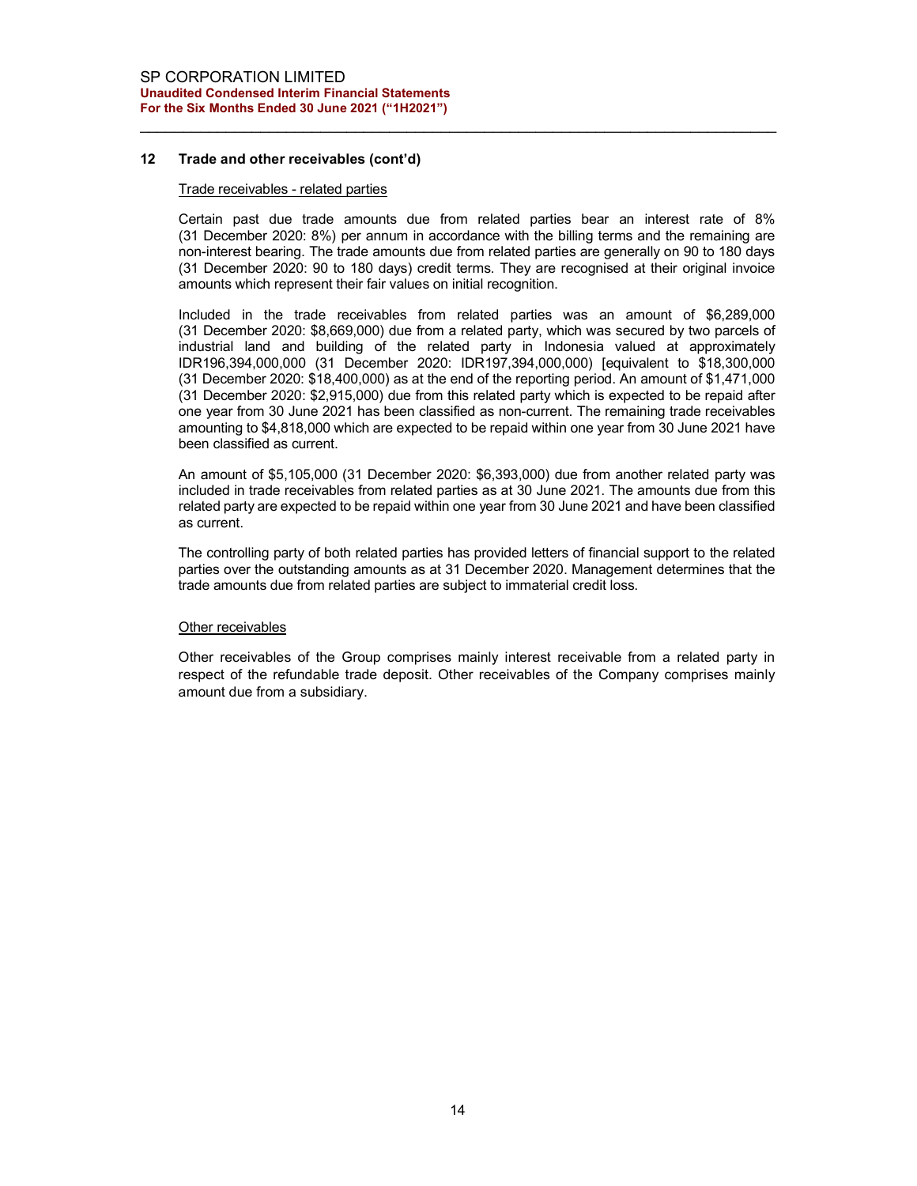## 12 Trade and other receivables (cont'd)

Trade receivables - related parties

Certain past due trade amounts due from related parties bear an interest rate of 8% (31 December 2020: 8%) per annum in accordance with the billing terms and the remaining are non-interest bearing. The trade amounts due from related parties are generally on 90 to 180 days (31 December 2020: 90 to 180 days) credit terms. They are recognised at their original invoice amounts which represent their fair values on initial recognition.

Included in the trade receivables from related parties was an amount of $6,289,000 (31 December 2020: $8,669,000) due from a related party, which was secured by two parcels of industrial land and building of the related party in Indonesia valued at approximately IDR196,394,000,000 (31 December 2020: IDR197,394,000,000) [equivalent to $18,300,000 (31 December 2020: $18,400,000) as at the end of the reporting period. An amount of $1,471,000 (31 December 2020: $2,915,000) due from this related party which is expected to be repaid after one year from 30 June 2021 has been classified as non-current. The remaining trade receivables amounting to $4,818,000 which are expected to be repaid within one year from 30 June 2021 have been classified as current.

An amount of $5,105,000 (31 December 2020: $6,393,000) due from another related party was included in trade receivables from related parties as at 30 June 2021. The amounts due from this related party are expected to be repaid within one year from 30 June 2021 and have been classified as current.

The controlling party of both related parties has provided letters of financial support to the related parties over the outstanding amounts as at 31 December 2020. Management determines that the trade amounts due from related parties are subject to immaterial credit loss.

Other receivables

Other receivables of the Group comprises mainly interest receivable from a related party in respect of the refundable trade deposit. Other receivables of the Company comprises mainly amount due from a subsidiary.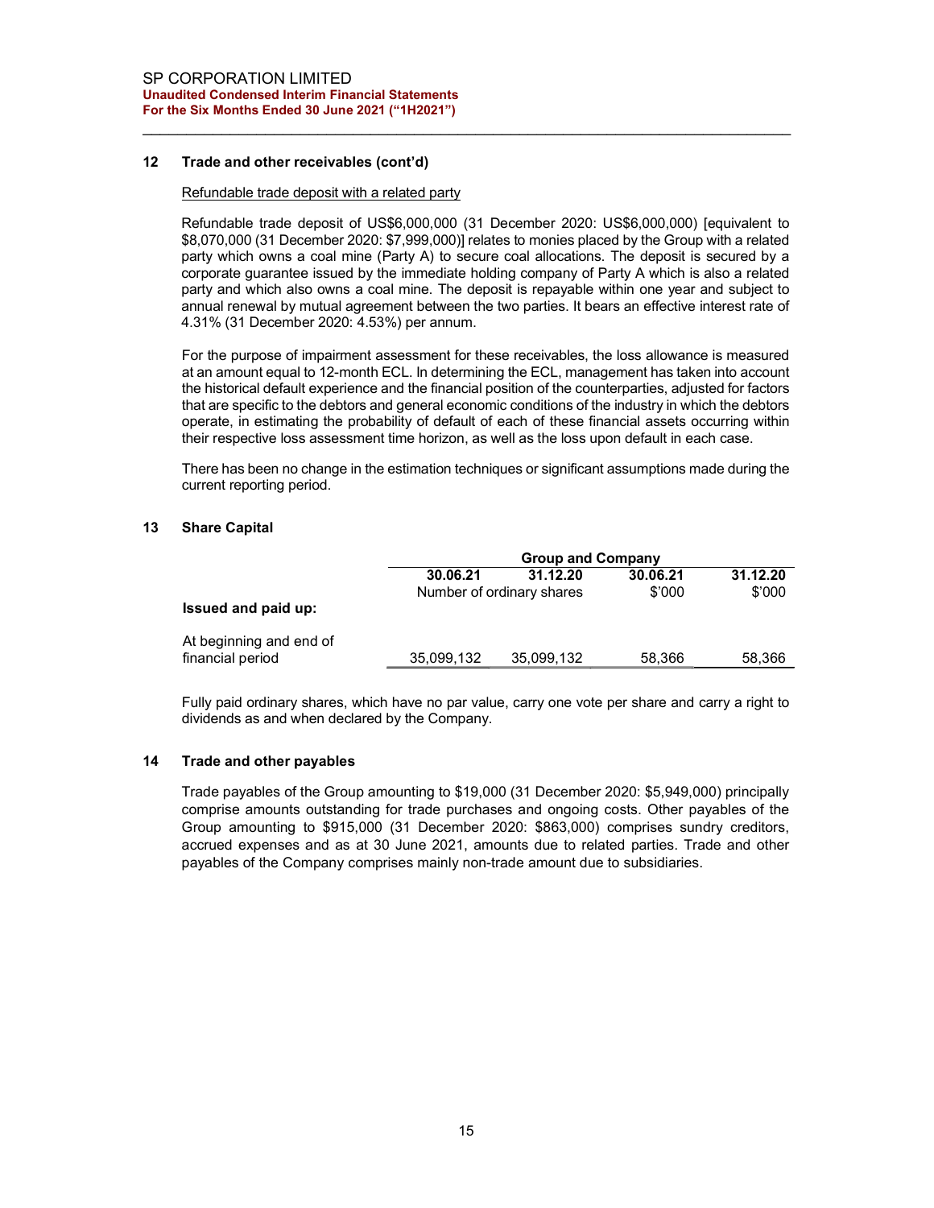## 12 Trade and other receivables (cont'd)

Refundable trade deposit with a related party

Refundable trade deposit of US$6,000,000 (31 December 2020: US$6,000,000) [equivalent to $8,070,000 (31 December 2020: $7,999,000)] relates to monies placed by the Group with a related party which owns a coal mine (Party A) to secure coal allocations. The deposit is secured by a corporate guarantee issued by the immediate holding company of Party A which is also a related party and which also owns a coal mine. The deposit is repayable within one year and subject to annual renewal by mutual agreement between the two parties. It bears an effective interest rate of 4.31% (31 December 2020: 4.53%) per annum.

For the purpose of impairment assessment for these receivables, the loss allowance is measured at an amount equal to 12-month ECL. In determining the ECL, management has taken into account the historical default experience and the financial position of the counterparties, adjusted for factors that are specific to the debtors and general economic conditions of the industry in which the debtors operate, in estimating the probability of default of each of these financial assets occurring within their respective loss assessment time horizon, as well as the loss upon default in each case.

There has been no change in the estimation techniques or significant assumptions made during the current reporting period.

## 13 Share Capital

| | Group and Company | | | |
|---|---|---|---|---|
| | **30.06.21** | **31.12.20** | **30.06.21** | **31.12.20** |
| | Number of ordinary shares | | $'000 | $'000 |
| **Issued and paid up:** | | | | |
| At beginning and end of financial period | 35,099,132 | 35,099,132 | 58,366 | 58,366 |

Fully paid ordinary shares, which have no par value, carry one vote per share and carry a right to dividends as and when declared by the Company.

## 14 Trade and other payables

Trade payables of the Group amounting to $19,000 (31 December 2020: $5,949,000) principally comprise amounts outstanding for trade purchases and ongoing costs. Other payables of the Group amounting to $915,000 (31 December 2020: $863,000) comprises sundry creditors, accrued expenses and as at 30 June 2021, amounts due to related parties. Trade and other payables of the Company comprises mainly non-trade amount due to subsidiaries.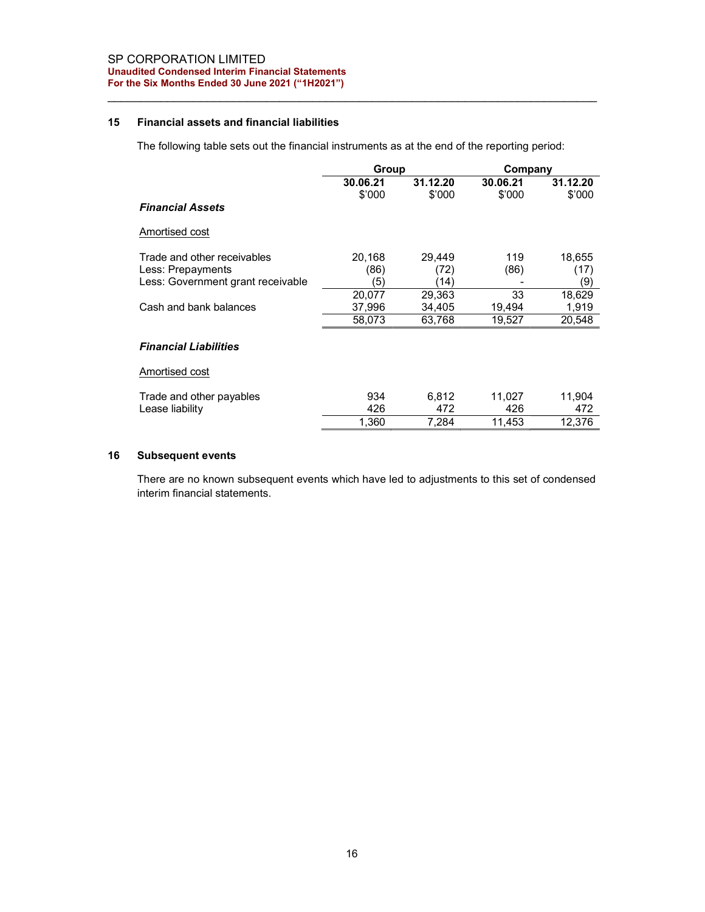## 15 Financial assets and financial liabilities

The following table sets out the financial instruments as at the end of the reporting period:

| | Group | | Company | |
|---|---|---|---|---|
| | **30.06.21** | **31.12.20** | **30.06.21** | **31.12.20** |
| | $'000 | $'000 | $'000 | $'000 |
| ***Financial Assets*** | | | | |
| Amortised cost | | | | |
| Trade and other receivables | 20,168 | 29,449 | 119 | 18,655 |
| Less: Prepayments | (86) | (72) | (86) | (17) |
| Less: Government grant receivable | (5) | (14) | - | (9) |
| | 20,077 | 29,363 | 33 | 18,629 |
| Cash and bank balances | 37,996 | 34,405 | 19,494 | 1,919 |
| | 58,073 | 63,768 | 19,527 | 20,548 |
| ***Financial Liabilities*** | | | | |
| Amortised cost | | | | |
| Trade and other payables | 934 | 6,812 | 11,027 | 11,904 |
| Lease liability | 426 | 472 | 426 | 472 |
| | 1,360 | 7,284 | 11,453 | 12,376 |

## 16 Subsequent events

There are no known subsequent events which have led to adjustments to this set of condensed interim financial statements.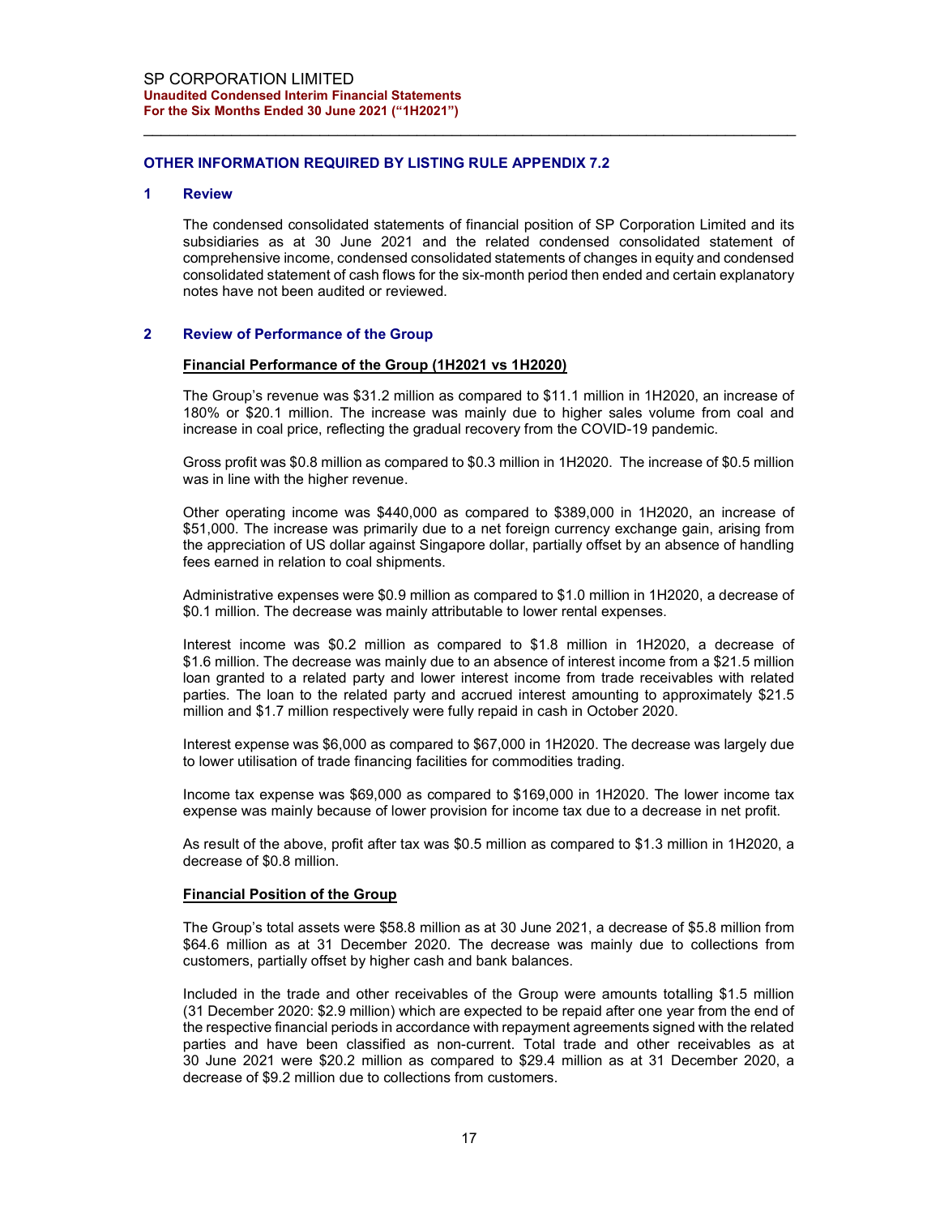## OTHER INFORMATION REQUIRED BY LISTING RULE APPENDIX 7.2

### 1 Review

The condensed consolidated statements of financial position of SP Corporation Limited and its subsidiaries as at 30 June 2021 and the related condensed consolidated statement of comprehensive income, condensed consolidated statements of changes in equity and condensed consolidated statement of cash flows for the six-month period then ended and certain explanatory notes have not been audited or reviewed.

### 2 Review of Performance of the Group

**Financial Performance of the Group (1H2021 vs 1H2020)**

The Group's revenue was $31.2 million as compared to $11.1 million in 1H2020, an increase of 180% or $20.1 million. The increase was mainly due to higher sales volume from coal and increase in coal price, reflecting the gradual recovery from the COVID-19 pandemic.

Gross profit was $0.8 million as compared to $0.3 million in 1H2020. The increase of $0.5 million was in line with the higher revenue.

Other operating income was $440,000 as compared to $389,000 in 1H2020, an increase of $51,000. The increase was primarily due to a net foreign currency exchange gain, arising from the appreciation of US dollar against Singapore dollar, partially offset by an absence of handling fees earned in relation to coal shipments.

Administrative expenses were $0.9 million as compared to $1.0 million in 1H2020, a decrease of $0.1 million. The decrease was mainly attributable to lower rental expenses.

Interest income was $0.2 million as compared to $1.8 million in 1H2020, a decrease of $1.6 million. The decrease was mainly due to an absence of interest income from a $21.5 million loan granted to a related party and lower interest income from trade receivables with related parties. The loan to the related party and accrued interest amounting to approximately $21.5 million and $1.7 million respectively were fully repaid in cash in October 2020.

Interest expense was $6,000 as compared to $67,000 in 1H2020. The decrease was largely due to lower utilisation of trade financing facilities for commodities trading.

Income tax expense was $69,000 as compared to $169,000 in 1H2020. The lower income tax expense was mainly because of lower provision for income tax due to a decrease in net profit.

As result of the above, profit after tax was $0.5 million as compared to $1.3 million in 1H2020, a decrease of $0.8 million.

**Financial Position of the Group**

The Group's total assets were $58.8 million as at 30 June 2021, a decrease of $5.8 million from $64.6 million as at 31 December 2020. The decrease was mainly due to collections from customers, partially offset by higher cash and bank balances.

Included in the trade and other receivables of the Group were amounts totalling $1.5 million (31 December 2020: $2.9 million) which are expected to be repaid after one year from the end of the respective financial periods in accordance with repayment agreements signed with the related parties and have been classified as non-current. Total trade and other receivables as at 30 June 2021 were $20.2 million as compared to $29.4 million as at 31 December 2020, a decrease of $9.2 million due to collections from customers.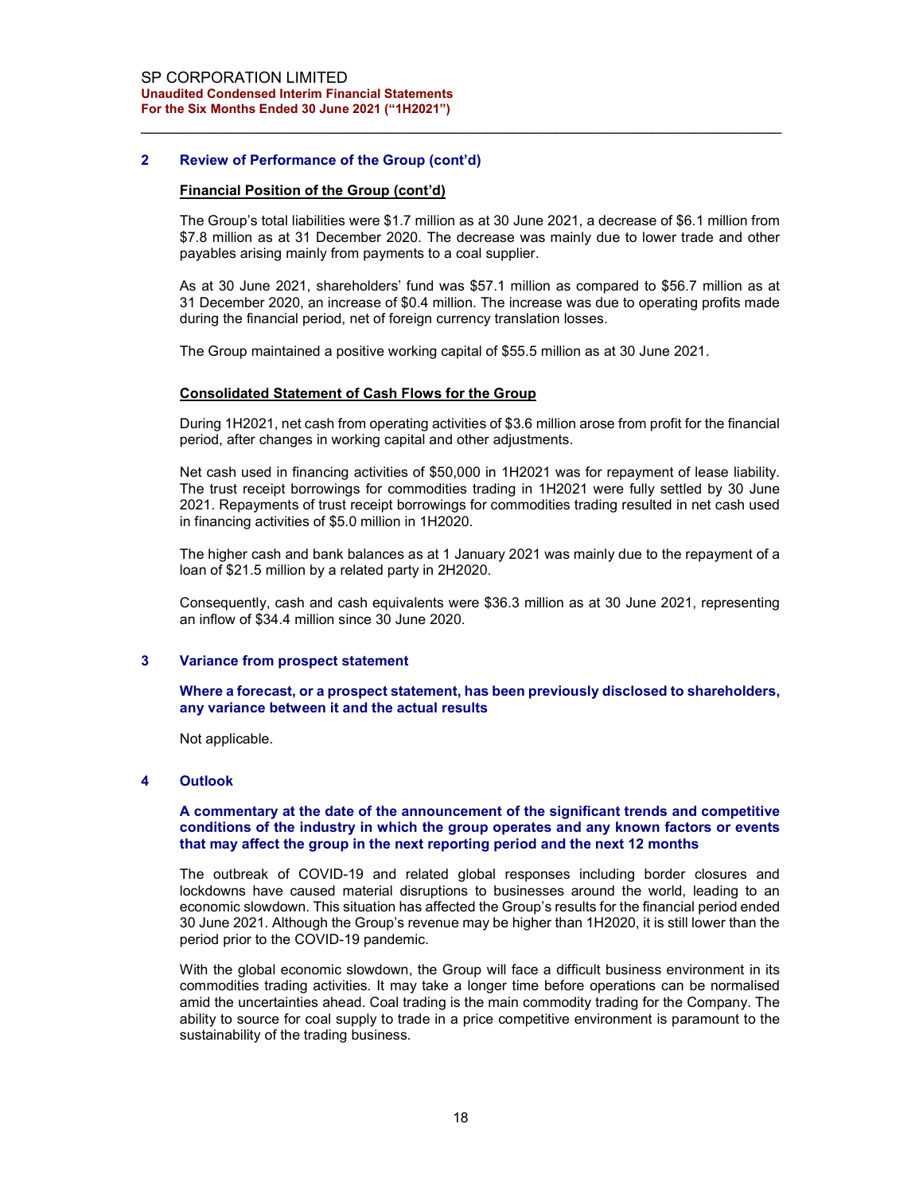## 2 Review of Performance of the Group (cont'd)

**Financial Position of the Group (cont'd)**

The Group's total liabilities were $1.7 million as at 30 June 2021, a decrease of $6.1 million from $7.8 million as at 31 December 2020. The decrease was mainly due to lower trade and other payables arising mainly from payments to a coal supplier.

As at 30 June 2021, shareholders' fund was $57.1 million as compared to $56.7 million as at 31 December 2020, an increase of $0.4 million. The increase was due to operating profits made during the financial period, net of foreign currency translation losses.

The Group maintained a positive working capital of $55.5 million as at 30 June 2021.

**Consolidated Statement of Cash Flows for the Group**

During 1H2021, net cash from operating activities of $3.6 million arose from profit for the financial period, after changes in working capital and other adjustments.

Net cash used in financing activities of $50,000 in 1H2021 was for repayment of lease liability. The trust receipt borrowings for commodities trading in 1H2021 were fully settled by 30 June 2021. Repayments of trust receipt borrowings for commodities trading resulted in net cash used in financing activities of $5.0 million in 1H2020.

The higher cash and bank balances as at 1 January 2021 was mainly due to the repayment of a loan of $21.5 million by a related party in 2H2020.

Consequently, cash and cash equivalents were $36.3 million as at 30 June 2021, representing an inflow of $34.4 million since 30 June 2020.

## 3 Variance from prospect statement

**Where a forecast, or a prospect statement, has been previously disclosed to shareholders, any variance between it and the actual results**

Not applicable.

## 4 Outlook

**A commentary at the date of the announcement of the significant trends and competitive conditions of the industry in which the group operates and any known factors or events that may affect the group in the next reporting period and the next 12 months**

The outbreak of COVID-19 and related global responses including border closures and lockdowns have caused material disruptions to businesses around the world, leading to an economic slowdown. This situation has affected the Group's results for the financial period ended 30 June 2021. Although the Group's revenue may be higher than 1H2020, it is still lower than the period prior to the COVID-19 pandemic.

With the global economic slowdown, the Group will face a difficult business environment in its commodities trading activities. It may take a longer time before operations can be normalised amid the uncertainties ahead. Coal trading is the main commodity trading for the Company. The ability to source for coal supply to trade in a price competitive environment is paramount to the sustainability of the trading business.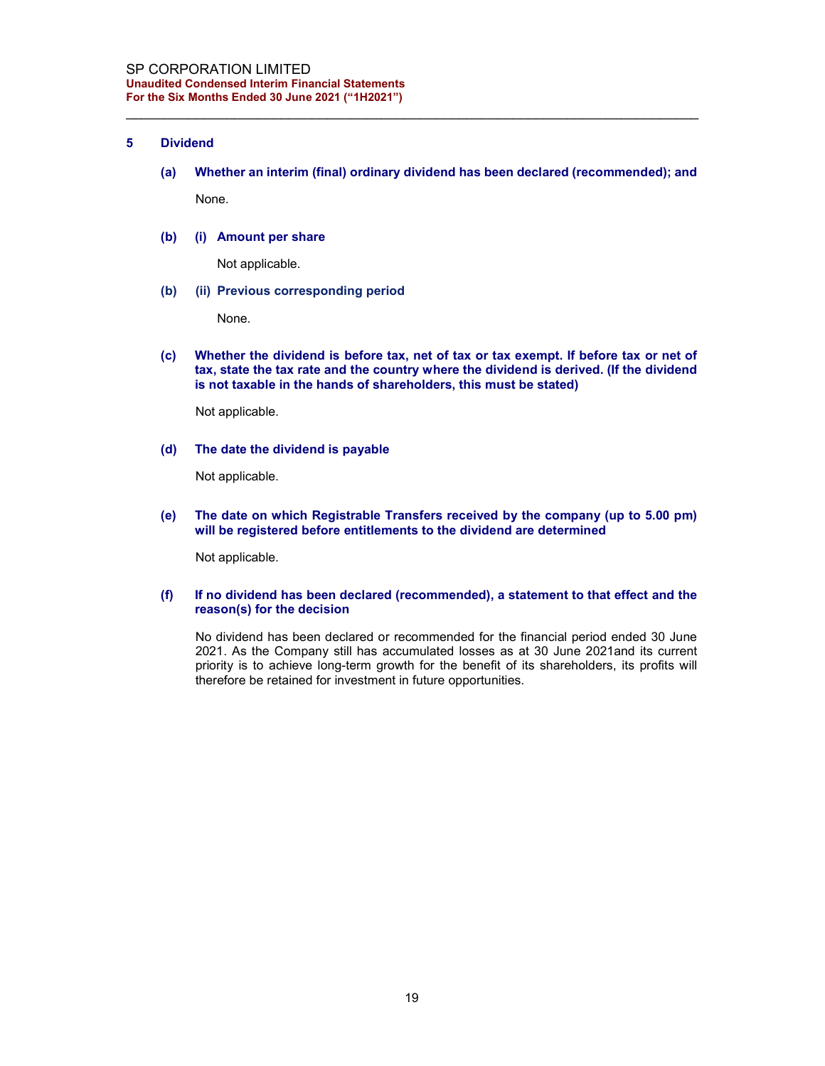## 5 Dividend

**(a) Whether an interim (final) ordinary dividend has been declared (recommended); and**

None.

**(b) (i) Amount per share**

Not applicable.

**(b) (ii) Previous corresponding period**

None.

**(c) Whether the dividend is before tax, net of tax or tax exempt. If before tax or net of tax, state the tax rate and the country where the dividend is derived. (If the dividend is not taxable in the hands of shareholders, this must be stated)**

Not applicable.

**(d) The date the dividend is payable**

Not applicable.

**(e) The date on which Registrable Transfers received by the company (up to 5.00 pm) will be registered before entitlements to the dividend are determined**

Not applicable.

**(f) If no dividend has been declared (recommended), a statement to that effect and the reason(s) for the decision**

No dividend has been declared or recommended for the financial period ended 30 June 2021. As the Company still has accumulated losses as at 30 June 2021and its current priority is to achieve long-term growth for the benefit of its shareholders, its profits will therefore be retained for investment in future opportunities.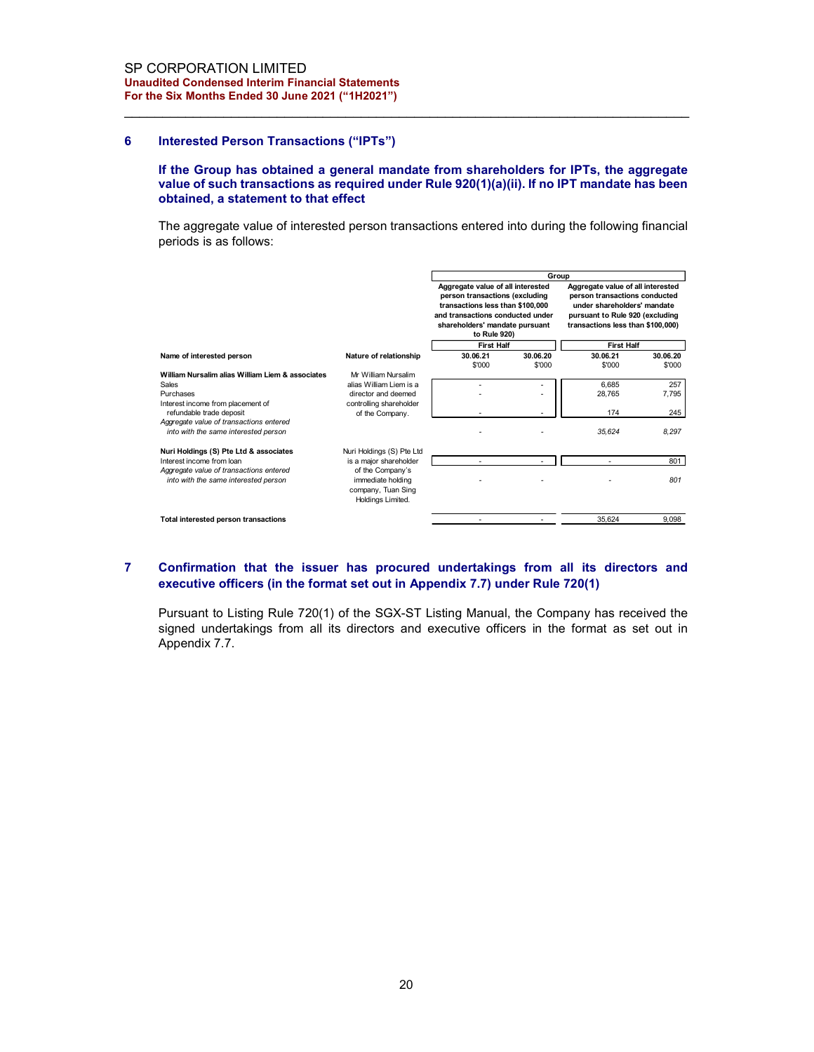## 6 Interested Person Transactions ("IPTs")

**If the Group has obtained a general mandate from shareholders for IPTs, the aggregate value of such transactions as required under Rule 920(1)(a)(ii). If no IPT mandate has been obtained, a statement to that effect**

The aggregate value of interested person transactions entered into during the following financial periods is as follows:

| | | Group | | | |
|---|---|---|---|---|---|
| | | Aggregate value of all interested person transactions (excluding transactions less than $100,000 and transactions conducted under shareholders' mandate pursuant to Rule 920) | | Aggregate value of all interested person transactions conducted under shareholders' mandate pursuant to Rule 920 (excluding transactions less than $100,000) | |
| | | First Half | | First Half | |
| **Name of interested person** | **Nature of relationship** | **30.06.21** $'000 | **30.06.20** $'000 | **30.06.21** $'000 | **30.06.20** $'000 |
| **William Nursalim alias William Liem & associates** | Mr William Nursalim alias William Liem is a director and deemed controlling shareholder of the Company. | | | | |
| Sales | | - | - | 6,685 | 257 |
| Purchases | | - | - | 28,765 | 7,795 |
| Interest income from placement of refundable trade deposit | | - | - | 174 | 245 |
| *Aggregate value of transactions entered into with the same interested person* | | - | - | *35,624* | *8,297* |
| **Nuri Holdings (S) Pte Ltd & associates** | Nuri Holdings (S) Pte Ltd is a major shareholder of the Company's immediate holding company, Tuan Sing Holdings Limited. | | | | |
| Interest income from loan | | - | - | - | 801 |
| *Aggregate value of transactions entered into with the same interested person* | | - | - | - | *801* |
| **Total interested person transactions** | | - | - | 35,624 | 9,098 |

## 7 Confirmation that the issuer has procured undertakings from all its directors and executive officers (in the format set out in Appendix 7.7) under Rule 720(1)

Pursuant to Listing Rule 720(1) of the SGX-ST Listing Manual, the Company has received the signed undertakings from all its directors and executive officers in the format as set out in Appendix 7.7.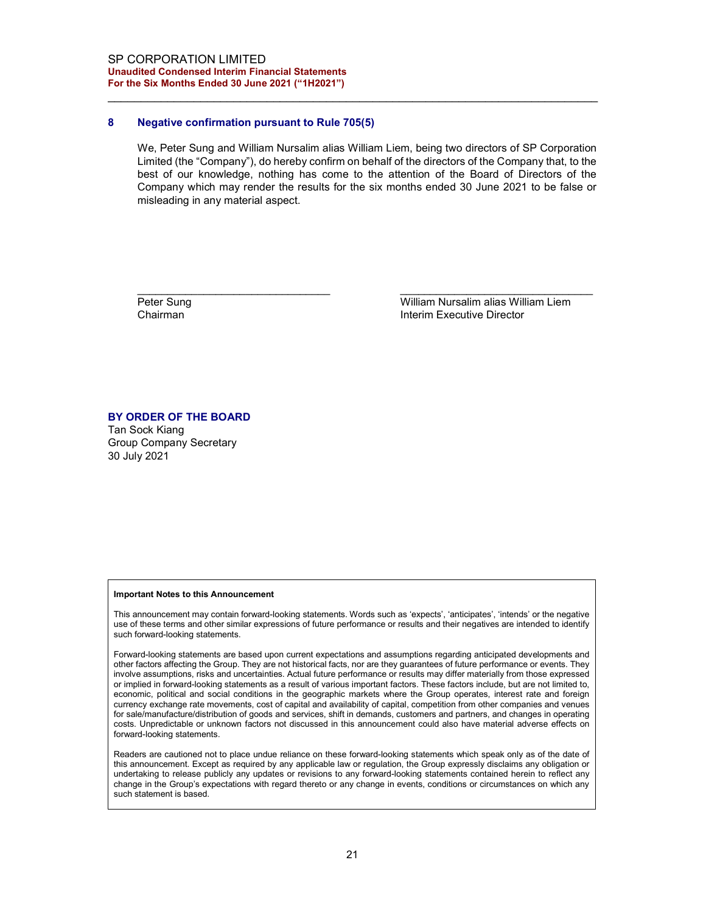## 8 Negative confirmation pursuant to Rule 705(5)

We, Peter Sung and William Nursalim alias William Liem, being two directors of SP Corporation Limited (the "Company"), do hereby confirm on behalf of the directors of the Company that, to the best of our knowledge, nothing has come to the attention of the Board of Directors of the Company which may render the results for the six months ended 30 June 2021 to be false or misleading in any material aspect.

| | |
|---|---|
| \_\_\_\_\_\_\_\_\_\_\_\_\_\_\_\_\_\_\_\_\_\_\_\_\_\_\_\_\_\_ | \_\_\_\_\_\_\_\_\_\_\_\_\_\_\_\_\_\_\_\_\_\_\_\_\_\_\_\_\_\_ |
| Peter Sung | William Nursalim alias William Liem |
| Chairman | Interim Executive Director |

**BY ORDER OF THE BOARD**
Tan Sock Kiang
Group Company Secretary
30 July 2021

**Important Notes to this Announcement**

This announcement may contain forward-looking statements. Words such as 'expects', 'anticipates', 'intends' or the negative use of these terms and other similar expressions of future performance or results and their negatives are intended to identify such forward-looking statements.

Forward-looking statements are based upon current expectations and assumptions regarding anticipated developments and other factors affecting the Group. They are not historical facts, nor are they guarantees of future performance or events. They involve assumptions, risks and uncertainties. Actual future performance or results may differ materially from those expressed or implied in forward-looking statements as a result of various important factors. These factors include, but are not limited to, economic, political and social conditions in the geographic markets where the Group operates, interest rate and foreign currency exchange rate movements, cost of capital and availability of capital, competition from other companies and venues for sale/manufacture/distribution of goods and services, shift in demands, customers and partners, and changes in operating costs. Unpredictable or unknown factors not discussed in this announcement could also have material adverse effects on forward-looking statements.

Readers are cautioned not to place undue reliance on these forward-looking statements which speak only as of the date of this announcement. Except as required by any applicable law or regulation, the Group expressly disclaims any obligation or undertaking to release publicly any updates or revisions to any forward-looking statements contained herein to reflect any change in the Group's expectations with regard thereto or any change in events, conditions or circumstances on which any such statement is based.